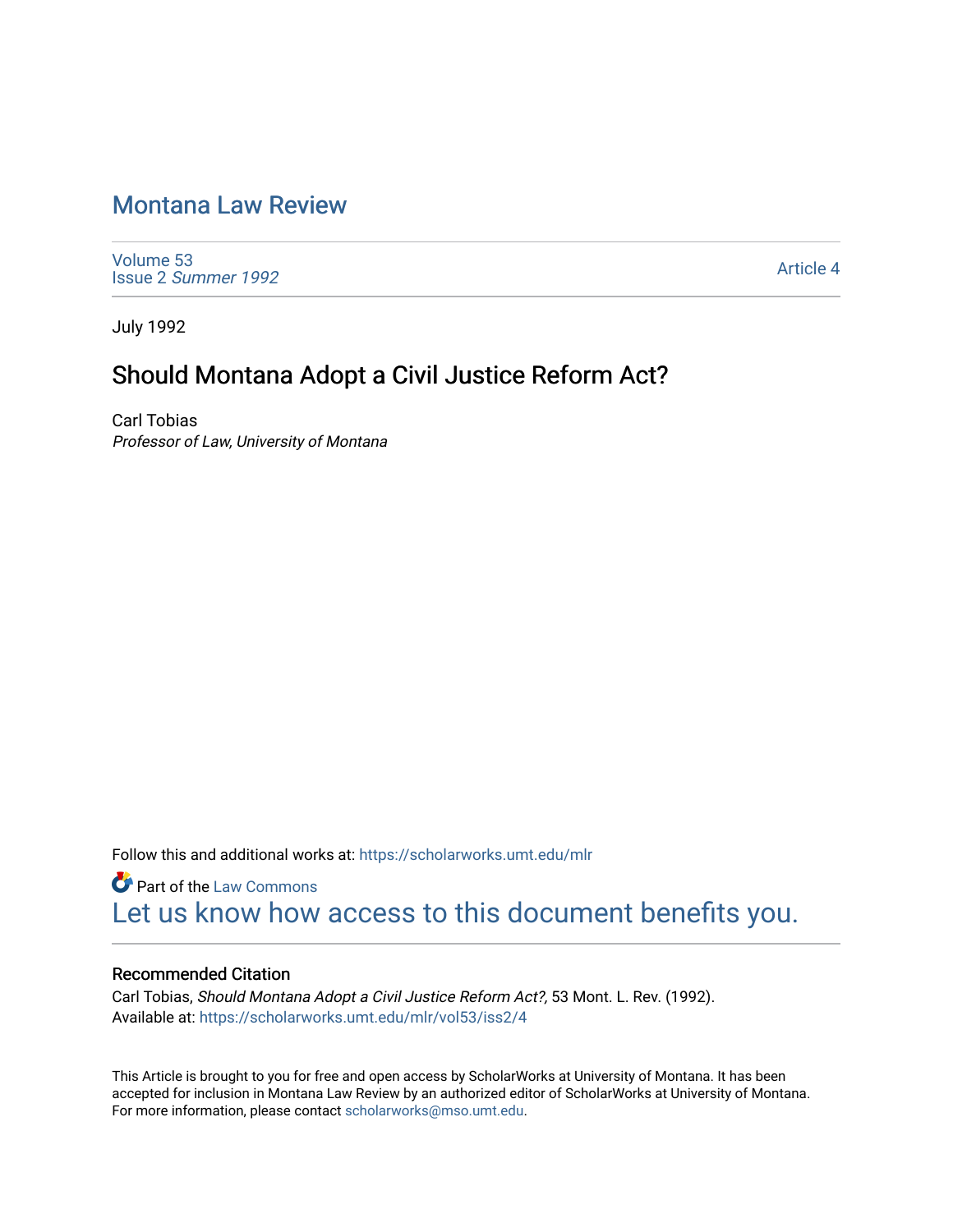# Montana Law Review

Volume 53
Issue 2 *Summer 1992*

Article 4

July 1992

## Should Montana Adopt a Civil Justice Reform Act?

Carl Tobias
*Professor of Law, University of Montana*

Follow this and additional works at: https://scholarworks.umt.edu/mlr

Part of the Law Commons
Let us know how access to this document benefits you.

### Recommended Citation

Carl Tobias, *Should Montana Adopt a Civil Justice Reform Act?,* 53 Mont. L. Rev. (1992).
Available at: https://scholarworks.umt.edu/mlr/vol53/iss2/4

This Article is brought to you for free and open access by ScholarWorks at University of Montana. It has been accepted for inclusion in Montana Law Review by an authorized editor of ScholarWorks at University of Montana. For more information, please contact scholarworks@mso.umt.edu.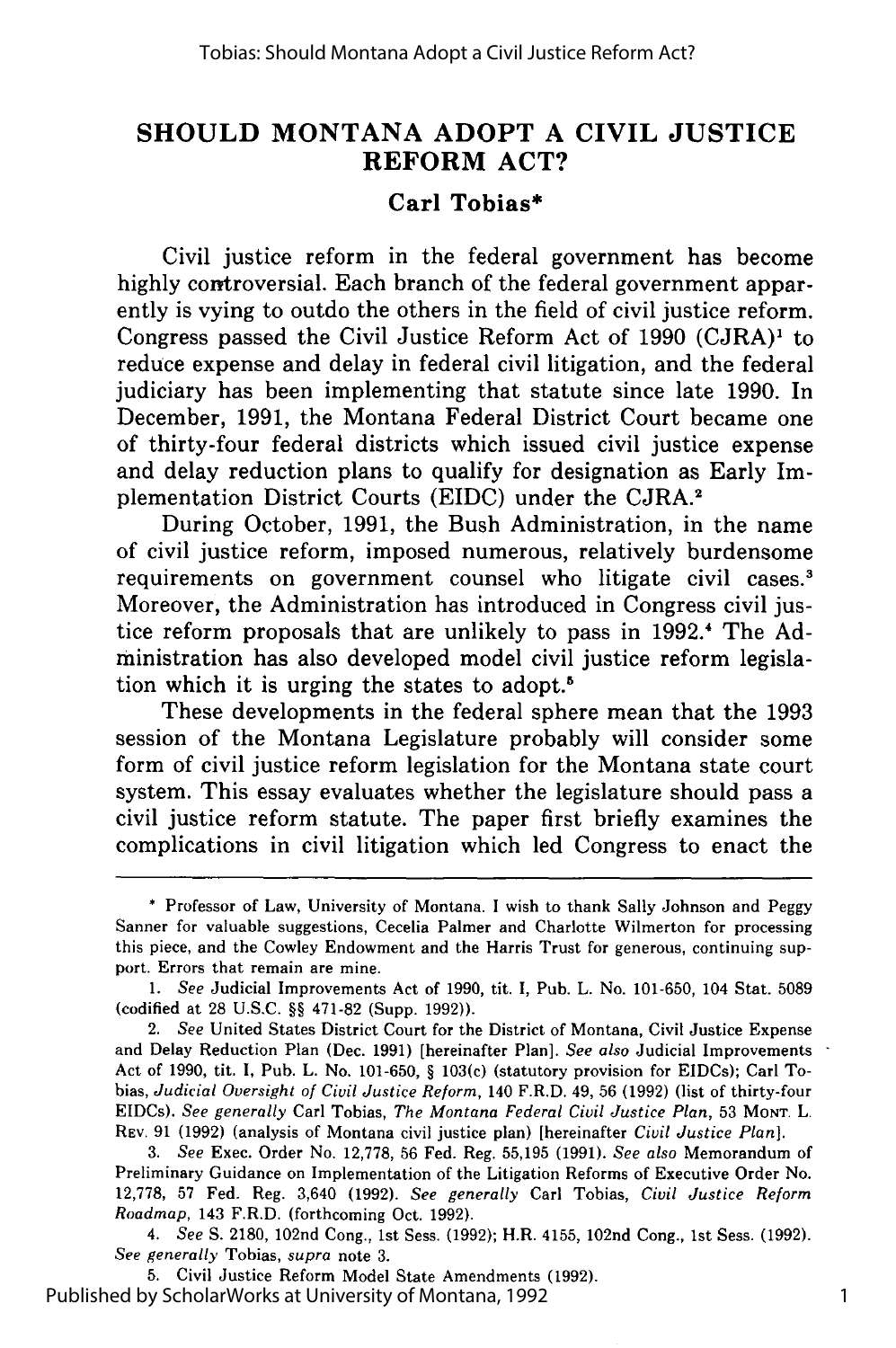# SHOULD MONTANA ADOPT A CIVIL JUSTICE REFORM ACT?

**Carl Tobias***

Civil justice reform in the federal government has become highly controversial. Each branch of the federal government apparently is vying to outdo the others in the field of civil justice reform. Congress passed the Civil Justice Reform Act of 1990 (CJRA)[1] to reduce expense and delay in federal civil litigation, and the federal judiciary has been implementing that statute since late 1990. In December, 1991, the Montana Federal District Court became one of thirty-four federal districts which issued civil justice expense and delay reduction plans to qualify for designation as Early Implementation District Courts (EIDC) under the CJRA.[2]

During October, 1991, the Bush Administration, in the name of civil justice reform, imposed numerous, relatively burdensome requirements on government counsel who litigate civil cases.[3] Moreover, the Administration has introduced in Congress civil justice reform proposals that are unlikely to pass in 1992.[4] The Administration has also developed model civil justice reform legislation which it is urging the states to adopt.[5]

These developments in the federal sphere mean that the 1993 session of the Montana Legislature probably will consider some form of civil justice reform legislation for the Montana state court system. This essay evaluates whether the legislature should pass a civil justice reform statute. The paper first briefly examines the complications in civil litigation which led Congress to enact the

---

\* Professor of Law, University of Montana. I wish to thank Sally Johnson and Peggy Sanner for valuable suggestions, Cecelia Palmer and Charlotte Wilmerton for processing this piece, and the Cowley Endowment and the Harris Trust for generous, continuing support. Errors that remain are mine.

1. *See* Judicial Improvements Act of 1990, tit. I, Pub. L. No. 101-650, 104 Stat. 5089 (codified at 28 U.S.C. §§ 471-82 (Supp. 1992)).

2. *See* United States District Court for the District of Montana, Civil Justice Expense and Delay Reduction Plan (Dec. 1991) [hereinafter Plan]. *See also* Judicial Improvements Act of 1990, tit. I, Pub. L. No. 101-650, § 103(c) (statutory provision for EIDCs); Carl Tobias, *Judicial Oversight of Civil Justice Reform*, 140 F.R.D. 49, 56 (1992) (list of thirty-four EIDCs). *See generally* Carl Tobias, *The Montana Federal Civil Justice Plan*, 53 MONT. L. REV. 91 (1992) (analysis of Montana civil justice plan) [hereinafter *Civil Justice Plan*].

3. *See* Exec. Order No. 12,778, 56 Fed. Reg. 55,195 (1991). *See also* Memorandum of Preliminary Guidance on Implementation of the Litigation Reforms of Executive Order No. 12,778, 57 Fed. Reg. 3,640 (1992). *See generally* Carl Tobias, *Civil Justice Reform Roadmap*, 143 F.R.D. (forthcoming Oct. 1992).

4. *See* S. 2180, 102nd Cong., 1st Sess. (1992); H.R. 4155, 102nd Cong., 1st Sess. (1992). *See generally* Tobias, *supra* note 3.

5. Civil Justice Reform Model State Amendments (1992).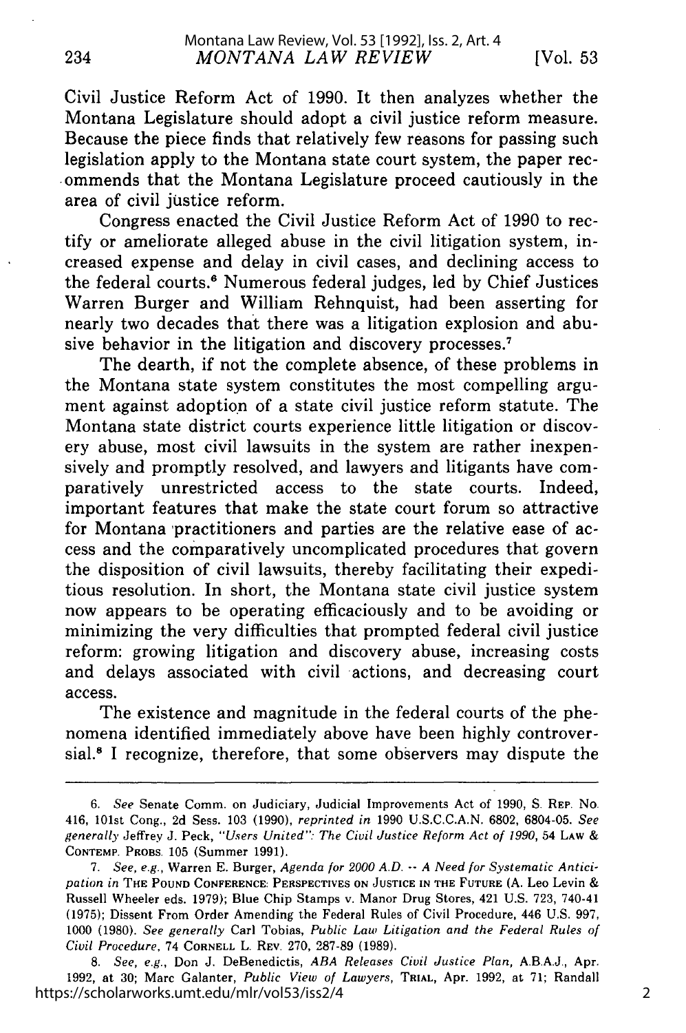Civil Justice Reform Act of 1990. It then analyzes whether the Montana Legislature should adopt a civil justice reform measure. Because the piece finds that relatively few reasons for passing such legislation apply to the Montana state court system, the paper recommends that the Montana Legislature proceed cautiously in the area of civil justice reform.

Congress enacted the Civil Justice Reform Act of 1990 to rectify or ameliorate alleged abuse in the civil litigation system, increased expense and delay in civil cases, and declining access to the federal courts.[6] Numerous federal judges, led by Chief Justices Warren Burger and William Rehnquist, had been asserting for nearly two decades that there was a litigation explosion and abusive behavior in the litigation and discovery processes.[7]

The dearth, if not the complete absence, of these problems in the Montana state system constitutes the most compelling argument against adoption of a state civil justice reform statute. The Montana state district courts experience little litigation or discovery abuse, most civil lawsuits in the system are rather inexpensively and promptly resolved, and lawyers and litigants have comparatively unrestricted access to the state courts. Indeed, important features that make the state court forum so attractive for Montana practitioners and parties are the relative ease of access and the comparatively uncomplicated procedures that govern the disposition of civil lawsuits, thereby facilitating their expeditious resolution. In short, the Montana state civil justice system now appears to be operating efficaciously and to be avoiding or minimizing the very difficulties that prompted federal civil justice reform: growing litigation and discovery abuse, increasing costs and delays associated with civil actions, and decreasing court access.

The existence and magnitude in the federal courts of the phenomena identified immediately above have been highly controversial.[8] I recognize, therefore, that some observers may dispute the

---

6. *See* Senate Comm. on Judiciary, Judicial Improvements Act of 1990, S. REP. NO. 416, 101st Cong., 2d Sess. 103 (1990), *reprinted in* 1990 U.S.C.C.A.N. 6802, 6804-05. *See generally* Jeffrey J. Peck, *"Users United": The Civil Justice Reform Act of 1990*, 54 LAW & CONTEMP. PROBS. 105 (Summer 1991).

7. *See, e.g.*, Warren E. Burger, *Agenda for 2000 A.D. -- A Need for Systematic Anticipation in* THE POUND CONFERENCE: PERSPECTIVES ON JUSTICE IN THE FUTURE (A. Leo Levin & Russell Wheeler eds. 1979); Blue Chip Stamps v. Manor Drug Stores, 421 U.S. 723, 740-41 (1975); Dissent From Order Amending the Federal Rules of Civil Procedure, 446 U.S. 997, 1000 (1980). *See generally* Carl Tobias, *Public Law Litigation and the Federal Rules of Civil Procedure*, 74 CORNELL L. REV. 270, 287-89 (1989).

8. *See, e.g.*, Don J. DeBenedictis, *ABA Releases Civil Justice Plan*, A.B.A.J., Apr. 1992, at 30; Marc Galanter, *Public View of Lawyers*, TRIAL, Apr. 1992, at 71; Randall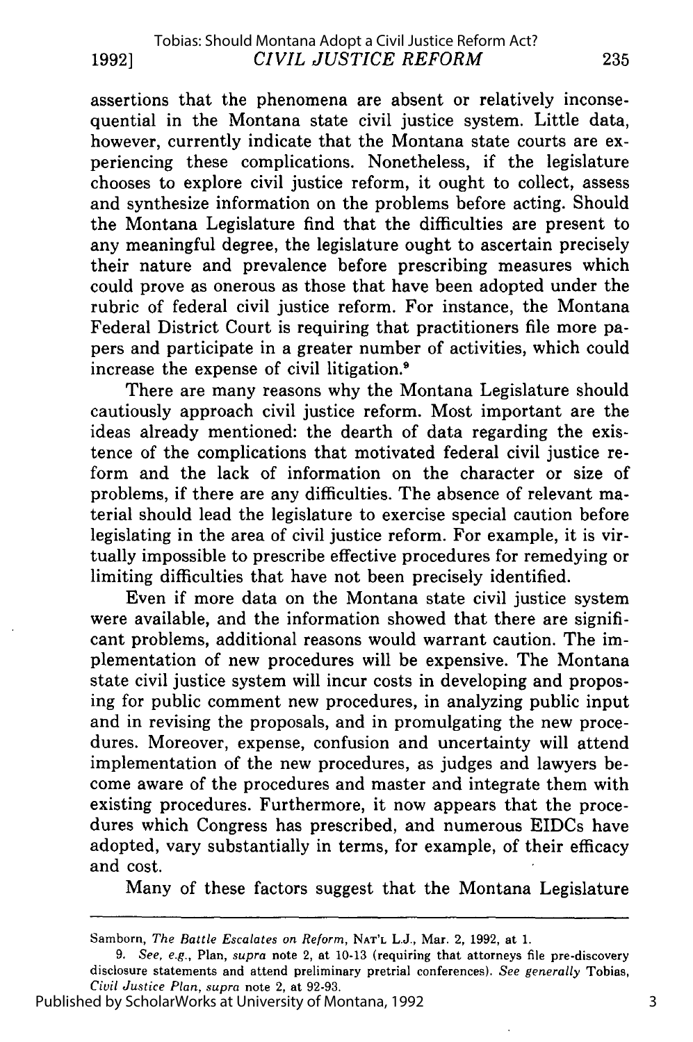assertions that the phenomena are absent or relatively inconsequential in the Montana state civil justice system. Little data, however, currently indicate that the Montana state courts are experiencing these complications. Nonetheless, if the legislature chooses to explore civil justice reform, it ought to collect, assess and synthesize information on the problems before acting. Should the Montana Legislature find that the difficulties are present to any meaningful degree, the legislature ought to ascertain precisely their nature and prevalence before prescribing measures which could prove as onerous as those that have been adopted under the rubric of federal civil justice reform. For instance, the Montana Federal District Court is requiring that practitioners file more papers and participate in a greater number of activities, which could increase the expense of civil litigation.[9]

There are many reasons why the Montana Legislature should cautiously approach civil justice reform. Most important are the ideas already mentioned: the dearth of data regarding the existence of the complications that motivated federal civil justice reform and the lack of information on the character or size of problems, if there are any difficulties. The absence of relevant material should lead the legislature to exercise special caution before legislating in the area of civil justice reform. For example, it is virtually impossible to prescribe effective procedures for remedying or limiting difficulties that have not been precisely identified.

Even if more data on the Montana state civil justice system were available, and the information showed that there are significant problems, additional reasons would warrant caution. The implementation of new procedures will be expensive. The Montana state civil justice system will incur costs in developing and proposing for public comment new procedures, in analyzing public input and in revising the proposals, and in promulgating the new procedures. Moreover, expense, confusion and uncertainty will attend implementation of the new procedures, as judges and lawyers become aware of the procedures and master and integrate them with existing procedures. Furthermore, it now appears that the procedures which Congress has prescribed, and numerous EIDCs have adopted, vary substantially in terms, for example, of their efficacy and cost.

Many of these factors suggest that the Montana Legislature

---

Samborn, *The Battle Escalates on Reform*, NAT'L L.J., Mar. 2, 1992, at 1.

9. *See, e.g.*, Plan, *supra* note 2, at 10-13 (requiring that attorneys file pre-discovery disclosure statements and attend preliminary pretrial conferences). *See generally* Tobias, *Civil Justice Plan*, *supra* note 2, at 92-93.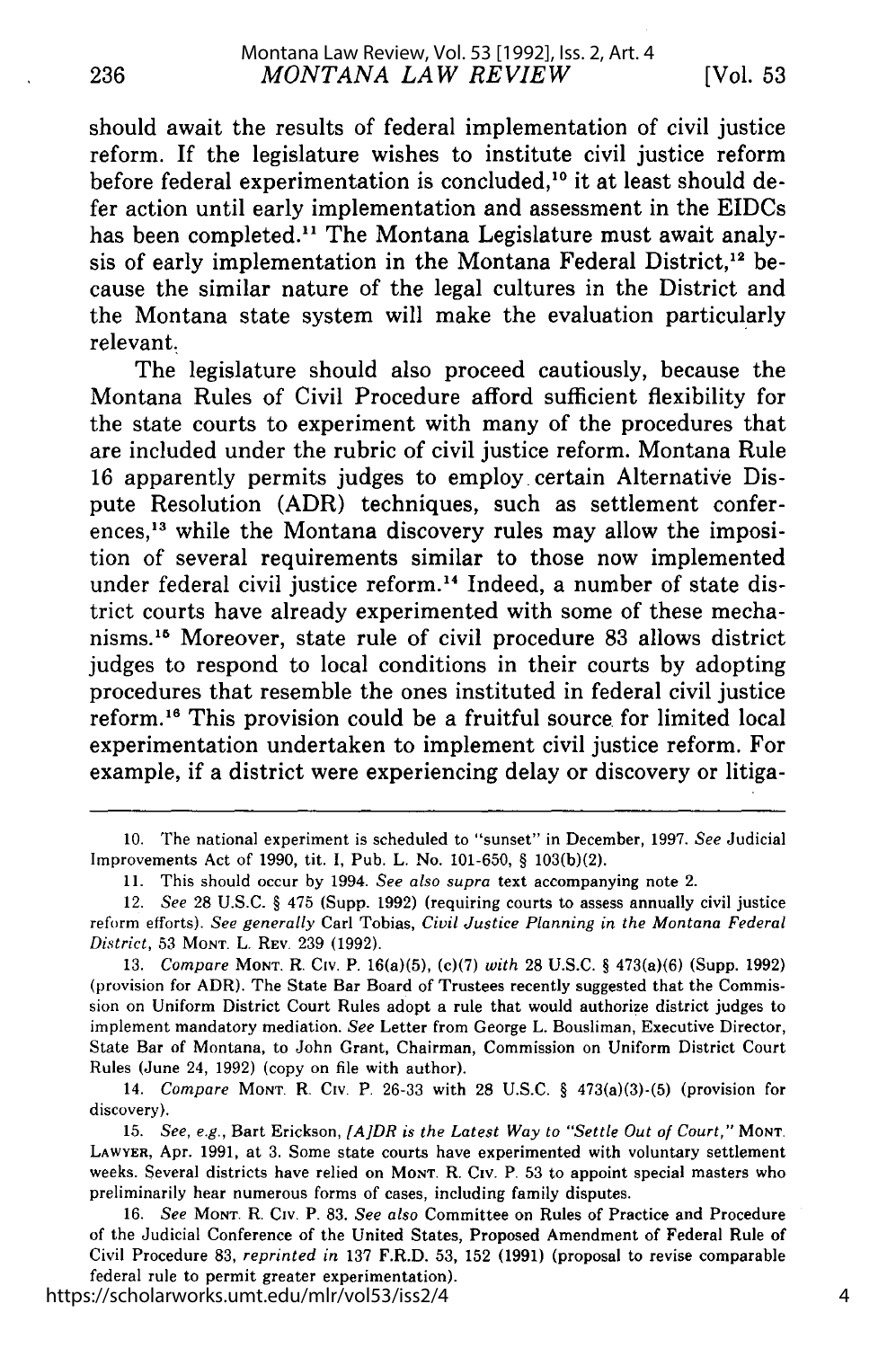should await the results of federal implementation of civil justice reform. If the legislature wishes to institute civil justice reform before federal experimentation is concluded,[10] it at least should defer action until early implementation and assessment in the EIDCs has been completed.[11] The Montana Legislature must await analysis of early implementation in the Montana Federal District,[12] because the similar nature of the legal cultures in the District and the Montana state system will make the evaluation particularly relevant.

The legislature should also proceed cautiously, because the Montana Rules of Civil Procedure afford sufficient flexibility for the state courts to experiment with many of the procedures that are included under the rubric of civil justice reform. Montana Rule 16 apparently permits judges to employ certain Alternative Dispute Resolution (ADR) techniques, such as settlement conferences,[13] while the Montana discovery rules may allow the imposition of several requirements similar to those now implemented under federal civil justice reform.[14] Indeed, a number of state district courts have already experimented with some of these mechanisms.[15] Moreover, state rule of civil procedure 83 allows district judges to respond to local conditions in their courts by adopting procedures that resemble the ones instituted in federal civil justice reform.[16] This provision could be a fruitful source for limited local experimentation undertaken to implement civil justice reform. For example, if a district were experiencing delay or discovery or litiga-

---

10. The national experiment is scheduled to "sunset" in December, 1997. *See* Judicial Improvements Act of 1990, tit. I, Pub. L. No. 101-650, § 103(b)(2).

11. This should occur by 1994. *See also supra* text accompanying note 2.

12. *See* 28 U.S.C. § 475 (Supp. 1992) (requiring courts to assess annually civil justice reform efforts). *See generally* Carl Tobias, *Civil Justice Planning in the Montana Federal District*, 53 MONT. L. REV. 239 (1992).

13. *Compare* MONT. R. CIV. P. 16(a)(5), (c)(7) *with* 28 U.S.C. § 473(a)(6) (Supp. 1992) (provision for ADR). The State Bar Board of Trustees recently suggested that the Commission on Uniform District Court Rules adopt a rule that would authorize district judges to implement mandatory mediation. *See* Letter from George L. Bousliman, Executive Director, State Bar of Montana, to John Grant, Chairman, Commission on Uniform District Court Rules (June 24, 1992) (copy on file with author).

14. *Compare* MONT. R. CIV. P. 26-33 with 28 U.S.C. § 473(a)(3)-(5) (provision for discovery).

15. *See, e.g.*, Bart Erickson, *[A]DR is the Latest Way to "Settle Out of Court,"* MONT. LAWYER, Apr. 1991, at 3. Some state courts have experimented with voluntary settlement weeks. Several districts have relied on MONT. R. CIV. P. 53 to appoint special masters who preliminarily hear numerous forms of cases, including family disputes.

16. *See* MONT. R. CIV. P. 83. *See also* Committee on Rules of Practice and Procedure of the Judicial Conference of the United States, Proposed Amendment of Federal Rule of Civil Procedure 83, *reprinted in* 137 F.R.D. 53, 152 (1991) (proposal to revise comparable federal rule to permit greater experimentation).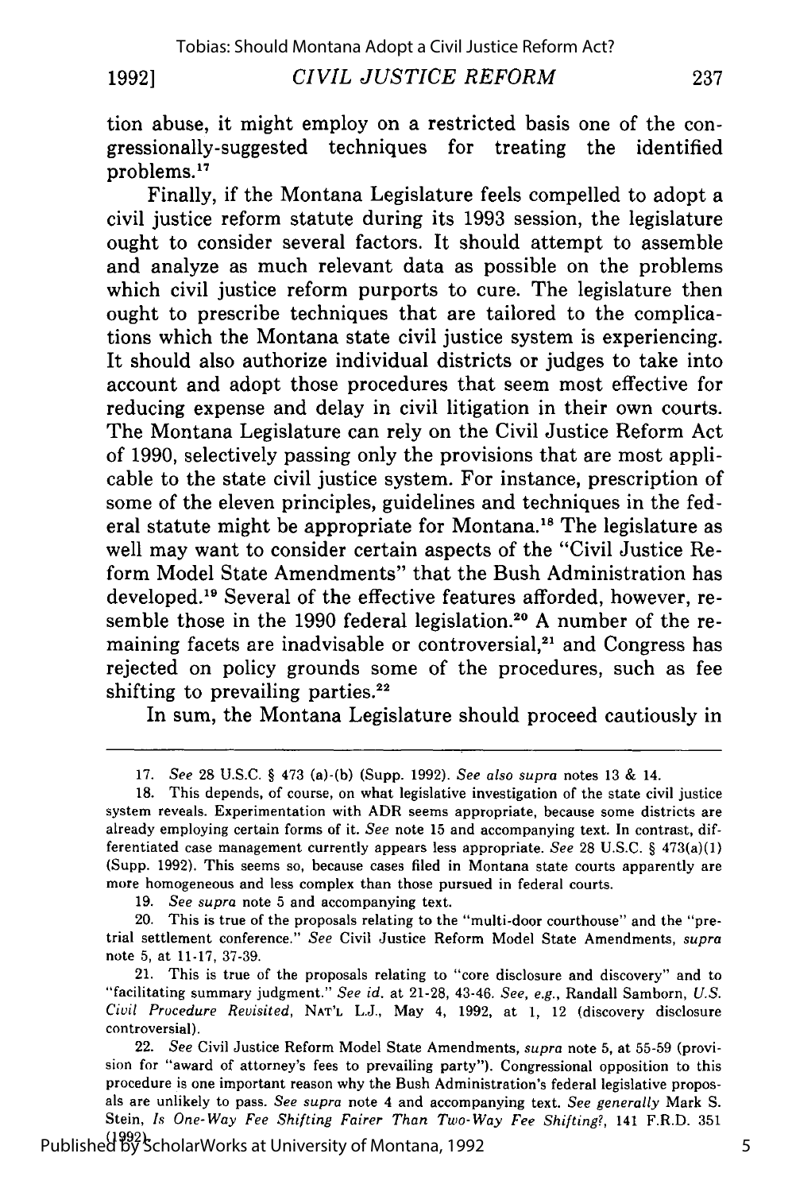tion abuse, it might employ on a restricted basis one of the congressionally-suggested techniques for treating the identified problems.[17]

Finally, if the Montana Legislature feels compelled to adopt a civil justice reform statute during its 1993 session, the legislature ought to consider several factors. It should attempt to assemble and analyze as much relevant data as possible on the problems which civil justice reform purports to cure. The legislature then ought to prescribe techniques that are tailored to the complications which the Montana state civil justice system is experiencing. It should also authorize individual districts or judges to take into account and adopt those procedures that seem most effective for reducing expense and delay in civil litigation in their own courts. The Montana Legislature can rely on the Civil Justice Reform Act of 1990, selectively passing only the provisions that are most applicable to the state civil justice system. For instance, prescription of some of the eleven principles, guidelines and techniques in the federal statute might be appropriate for Montana.[18] The legislature as well may want to consider certain aspects of the "Civil Justice Reform Model State Amendments" that the Bush Administration has developed.[19] Several of the effective features afforded, however, resemble those in the 1990 federal legislation.[20] A number of the remaining facets are inadvisable or controversial,[21] and Congress has rejected on policy grounds some of the procedures, such as fee shifting to prevailing parties.[22]

In sum, the Montana Legislature should proceed cautiously in

---

17. *See* 28 U.S.C. § 473 (a)-(b) (Supp. 1992). *See also supra* notes 13 & 14.

18. This depends, of course, on what legislative investigation of the state civil justice system reveals. Experimentation with ADR seems appropriate, because some districts are already employing certain forms of it. *See* note 15 and accompanying text. In contrast, differentiated case management currently appears less appropriate. *See* 28 U.S.C. § 473(a)(1) (Supp. 1992). This seems so, because cases filed in Montana state courts apparently are more homogeneous and less complex than those pursued in federal courts.

19. *See supra* note 5 and accompanying text.

20. This is true of the proposals relating to the "multi-door courthouse" and the "pretrial settlement conference." *See* Civil Justice Reform Model State Amendments, *supra* note 5, at 11-17, 37-39.

21. This is true of the proposals relating to "core disclosure and discovery" and to "facilitating summary judgment." *See id.* at 21-28, 43-46. *See, e.g.*, Randall Samborn, *U.S. Civil Procedure Revisited*, NAT'L L.J., May 4, 1992, at 1, 12 (discovery disclosure controversial).

22. *See* Civil Justice Reform Model State Amendments, *supra* note 5, at 55-59 (provision for "award of attorney's fees to prevailing party"). Congressional opposition to this procedure is one important reason why the Bush Administration's federal legislative proposals are unlikely to pass. *See supra* note 4 and accompanying text. *See generally* Mark S. Stein, *Is One-Way Fee Shifting Fairer Than Two-Way Fee Shifting?*, 141 F.R.D. 351 (1992).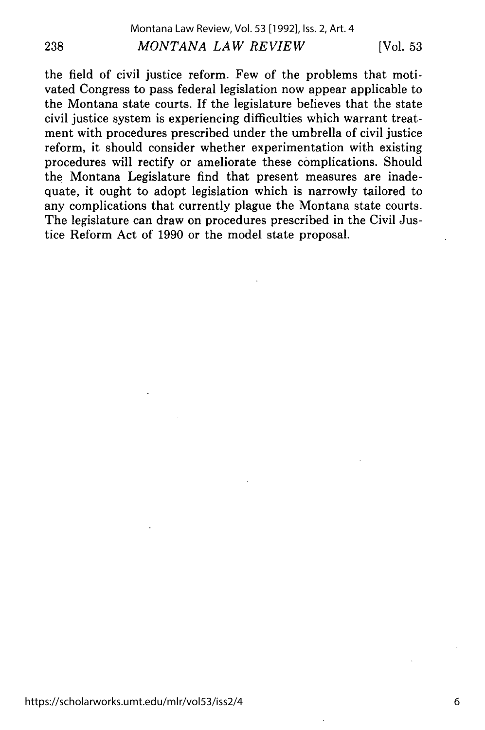the field of civil justice reform. Few of the problems that motivated Congress to pass federal legislation now appear applicable to the Montana state courts. If the legislature believes that the state civil justice system is experiencing difficulties which warrant treatment with procedures prescribed under the umbrella of civil justice reform, it should consider whether experimentation with existing procedures will rectify or ameliorate these complications. Should the Montana Legislature find that present measures are inadequate, it ought to adopt legislation which is narrowly tailored to any complications that currently plague the Montana state courts. The legislature can draw on procedures prescribed in the Civil Justice Reform Act of 1990 or the model state proposal.